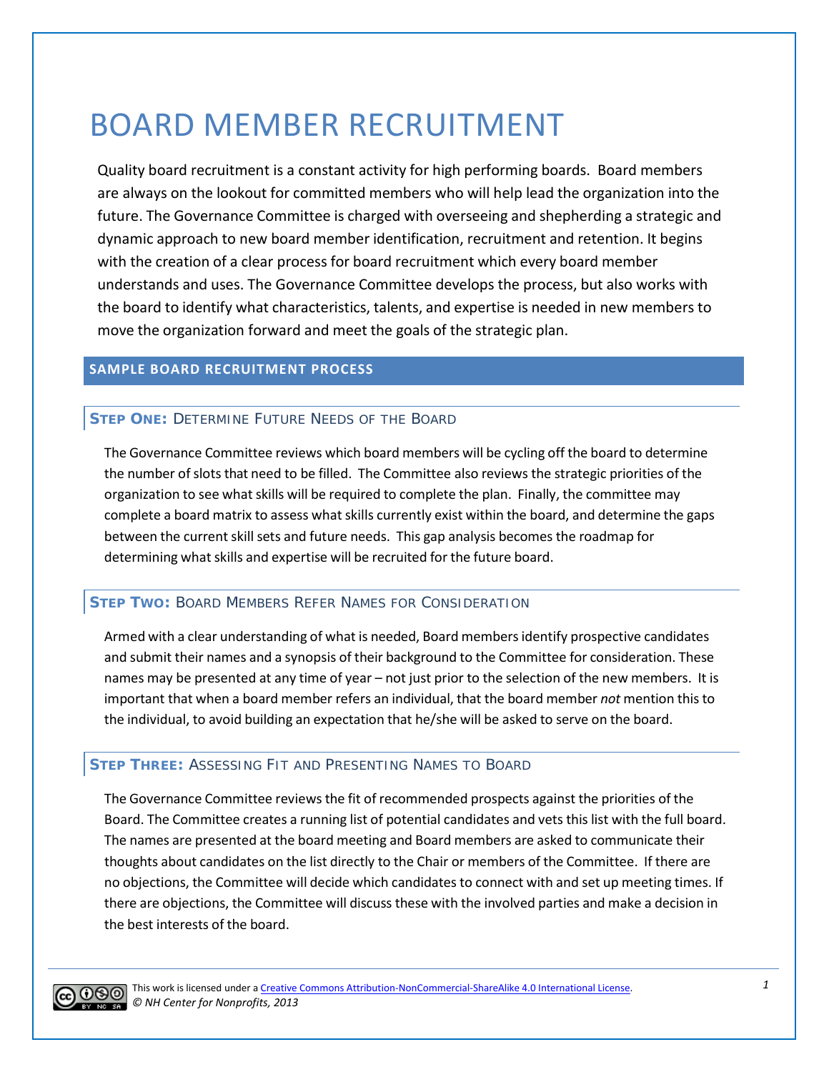# BOARD MEMBER RECRUITMENT

Quality board recruitment is a constant activity for high performing boards. Board members are always on the lookout for committed members who will help lead the organization into the future. The Governance Committee is charged with overseeing and shepherding a strategic and dynamic approach to new board member identification, recruitment and retention. It begins with the creation of a clear process for board recruitment which every board member understands and uses. The Governance Committee develops the process, but also works with the board to identify what characteristics, talents, and expertise is needed in new members to move the organization forward and meet the goals of the strategic plan.

## SAMPLE BOARD RECRUITMENT PROCESS

### STEP ONE: DETERMINE FUTURE NEEDS OF THE BOARD

The Governance Committee reviews which board members will be cycling off the board to determine the number of slots that need to be filled. The Committee also reviews the strategic priorities of the organization to see what skills will be required to complete the plan. Finally, the committee may complete a board matrix to assess what skills currently exist within the board, and determine the gaps between the current skill sets and future needs. This gap analysis becomes the roadmap for determining what skills and expertise will be recruited for the future board.

### STEP TWO: BOARD MEMBERS REFER NAMES FOR CONSIDERATION

Armed with a clear understanding of what is needed, Board members identify prospective candidates and submit their names and a synopsis of their background to the Committee for consideration. These names may be presented at any time of year – not just prior to the selection of the new members. It is important that when a board member refers an individual, that the board member *not* mention this to the individual, to avoid building an expectation that he/she will be asked to serve on the board.

### STEP THREE: ASSESSING FIT AND PRESENTING NAMES TO BOARD

The Governance Committee reviews the fit of recommended prospects against the priorities of the Board. The Committee creates a running list of potential candidates and vets this list with the full board. The names are presented at the board meeting and Board members are asked to communicate their thoughts about candidates on the list directly to the Chair or members of the Committee. If there are no objections, the Committee will decide which candidates to connect with and set up meeting times. If there are objections, the Committee will discuss these with the involved parties and make a decision in the best interests of the board.

This work is licensed under a Creative Commons Attribution-NonCommercial-ShareAlike 4.0 International License.
*© NH Center for Nonprofits, 2013*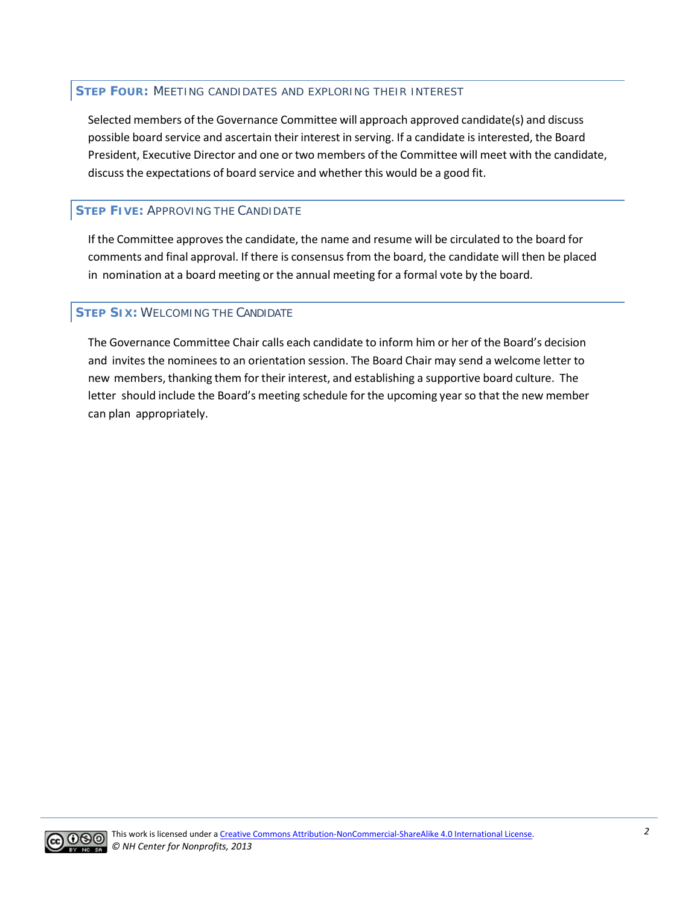## STEP FOUR: MEETING CANDIDATES AND EXPLORING THEIR INTEREST

Selected members of the Governance Committee will approach approved candidate(s) and discuss possible board service and ascertain their interest in serving. If a candidate is interested, the Board President, Executive Director and one or two members of the Committee will meet with the candidate, discuss the expectations of board service and whether this would be a good fit.

## STEP FIVE: APPROVING THE CANDIDATE

If the Committee approves the candidate, the name and resume will be circulated to the board for comments and final approval. If there is consensus from the board, the candidate will then be placed in nomination at a board meeting or the annual meeting for a formal vote by the board.

## STEP SIX: WELCOMING THE CANDIDATE

The Governance Committee Chair calls each candidate to inform him or her of the Board's decision and invites the nominees to an orientation session. The Board Chair may send a welcome letter to new members, thanking them for their interest, and establishing a supportive board culture. The letter should include the Board's meeting schedule for the upcoming year so that the new member can plan appropriately.

This work is licensed under a Creative Commons Attribution-NonCommercial-ShareAlike 4.0 International License.
*© NH Center for Nonprofits, 2013*